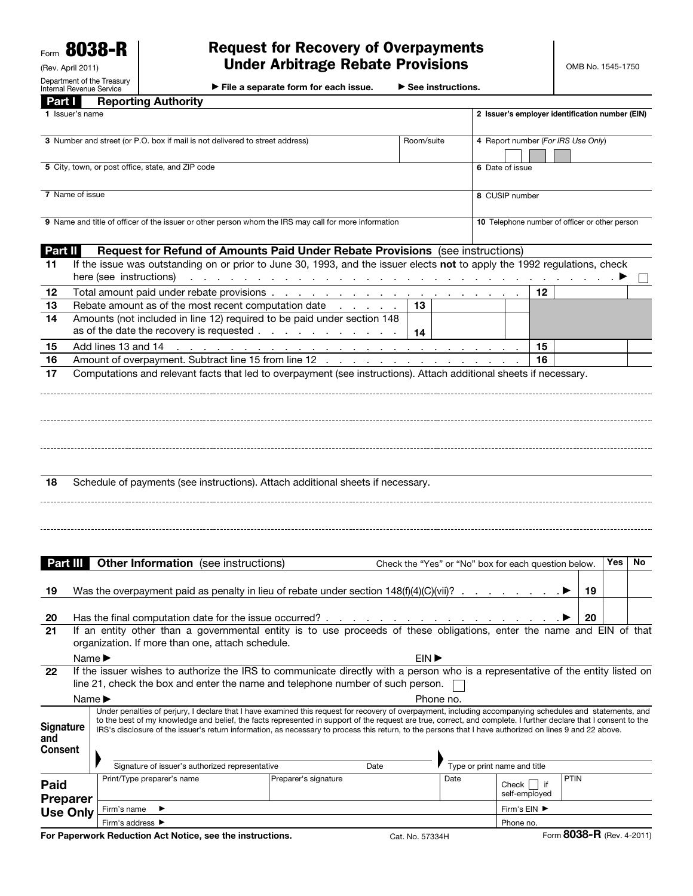Form **8038-R**

(Rev. April 2011)

Department of the Treasury
Internal Revenue Service

# Request for Recovery of Overpayments Under Arbitrage Rebate Provisions

▶ File a separate form for each issue. ▶ See instructions.

OMB No. 1545-1750

## Part I Reporting Authority

| | |
|---|---|
| **1** Issuer's name | **2** Issuer's employer identification number (EIN) |
| **3** Number and street (or P.O. box if mail is not delivered to street address) — Room/suite | **4** Report number (*For IRS Use Only*) |
| **5** City, town, or post office, state, and ZIP code | **6** Date of issue |
| **7** Name of issue | **8** CUSIP number |
| **9** Name and title of officer of the issuer or other person whom the IRS may call for more information | **10** Telephone number of officer or other person |

## Part II Request for Refund of Amounts Paid Under Rebate Provisions (see instructions)

**11** If the issue was outstanding on or prior to June 30, 1993, and the issuer elects **not** to apply the 1992 regulations, check here (see instructions) . . . ▶ ☐

| Line | Description | | | | |
|---|---|---|---|---|---|
| **12** | Total amount paid under rebate provisions | | | **12** | |
| **13** | Rebate amount as of the most recent computation date | **13** | | | |
| **14** | Amounts (not included in line 12) required to be paid under section 148 as of the date the recovery is requested | **14** | | | |
| **15** | Add lines 13 and 14 | | | **15** | |
| **16** | Amount of overpayment. Subtract line 15 from line 12 | | | **16** | |

**17** Computations and relevant facts that led to overpayment (see instructions). Attach additional sheets if necessary.

**18** Schedule of payments (see instructions). Attach additional sheets if necessary.

## Part III Other Information (see instructions)

Check the "Yes" or "No" box for each question below.

| Line | Question | | Yes | No |
|---|---|---|---|---|
| **19** | Was the overpayment paid as penalty in lieu of rebate under section 148(f)(4)(C)(vii)? ▶ | **19** | | |
| **20** | Has the final computation date for the issue occurred? ▶ | **20** | | |

**21** If an entity other than a governmental entity is to use proceeds of these obligations, enter the name and EIN of that organization. If more than one, attach schedule.

Name ▶ EIN ▶

**22** If the issuer wishes to authorize the IRS to communicate directly with a person who is a representative of the entity listed on line 21, check the box and enter the name and telephone number of such person. ☐

Name ▶ Phone no.

**Signature and Consent**

Under penalties of perjury, I declare that I have examined this request for recovery of overpayment, including accompanying schedules and statements, and to the best of my knowledge and belief, the facts represented in support of the request are true, correct, and complete. I further declare that I consent to the IRS's disclosure of the issuer's return information, as necessary to process this return, to the persons that I have authorized on lines 9 and 22 above.

Signature of issuer's authorized representative | Date | Type or print name and title

**Paid Preparer Use Only**

| Print/Type preparer's name | Preparer's signature | Date | Check ☐ if self-employed | PTIN |
|---|---|---|---|---|
| Firm's name ▶ | | | Firm's EIN ▶ | |
| Firm's address ▶ | | | Phone no. | |

**For Paperwork Reduction Act Notice, see the instructions.** Cat. No. 57334H Form **8038-R** (Rev. 4-2011)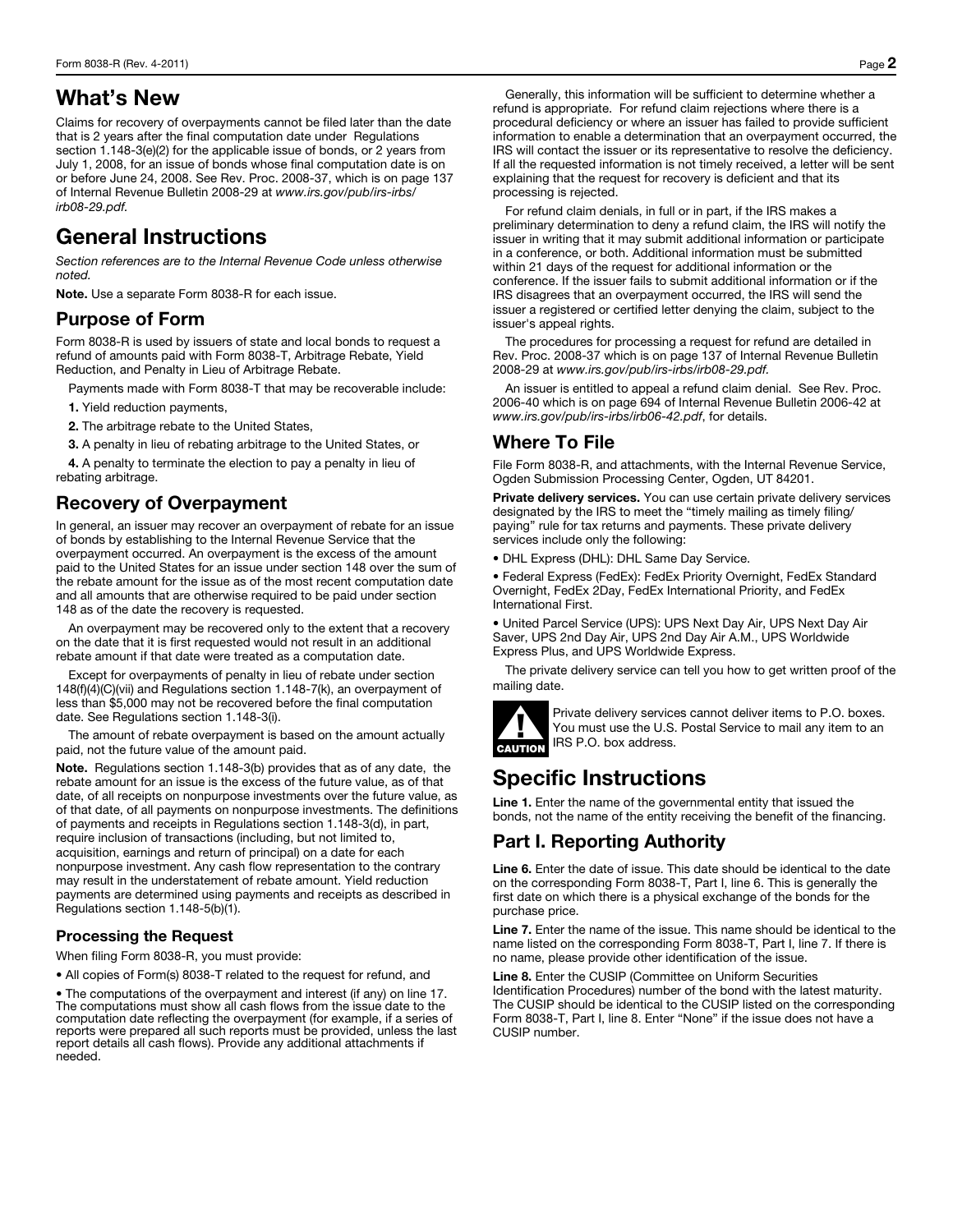## What's New

Claims for recovery of overpayments cannot be filed later than the date that is 2 years after the final computation date under Regulations section 1.148-3(e)(2) for the applicable issue of bonds, or 2 years from July 1, 2008, for an issue of bonds whose final computation date is on or before June 24, 2008. See Rev. Proc. 2008-37, which is on page 137 of Internal Revenue Bulletin 2008-29 at *www.irs.gov/pub/irs-irbs/irb08-29.pdf.*

## General Instructions

*Section references are to the Internal Revenue Code unless otherwise noted.*

**Note.** Use a separate Form 8038-R for each issue.

### Purpose of Form

Form 8038-R is used by issuers of state and local bonds to request a refund of amounts paid with Form 8038-T, Arbitrage Rebate, Yield Reduction, and Penalty in Lieu of Arbitrage Rebate.

Payments made with Form 8038-T that may be recoverable include:

**1.** Yield reduction payments,

**2.** The arbitrage rebate to the United States,

**3.** A penalty in lieu of rebating arbitrage to the United States, or

**4.** A penalty to terminate the election to pay a penalty in lieu of rebating arbitrage.

### Recovery of Overpayment

In general, an issuer may recover an overpayment of rebate for an issue of bonds by establishing to the Internal Revenue Service that the overpayment occurred. An overpayment is the excess of the amount paid to the United States for an issue under section 148 over the sum of the rebate amount for the issue as of the most recent computation date and all amounts that are otherwise required to be paid under section 148 as of the date the recovery is requested.

An overpayment may be recovered only to the extent that a recovery on the date that it is first requested would not result in an additional rebate amount if that date were treated as a computation date.

Except for overpayments of penalty in lieu of rebate under section 148(f)(4)(C)(vii) and Regulations section 1.148-7(k), an overpayment of less than $5,000 may not be recovered before the final computation date. See Regulations section 1.148-3(i).

The amount of rebate overpayment is based on the amount actually paid, not the future value of the amount paid.

**Note.** Regulations section 1.148-3(b) provides that as of any date, the rebate amount for an issue is the excess of the future value, as of that date, of all receipts on nonpurpose investments over the future value, as of that date, of all payments on nonpurpose investments. The definitions of payments and receipts in Regulations section 1.148-3(d), in part, require inclusion of transactions (including, but not limited to, acquisition, earnings and return of principal) on a date for each nonpurpose investment. Any cash flow representation to the contrary may result in the understatement of rebate amount. Yield reduction payments are determined using payments and receipts as described in Regulations section 1.148-5(b)(1).

#### Processing the Request

When filing Form 8038-R, you must provide:

- All copies of Form(s) 8038-T related to the request for refund, and
- The computations of the overpayment and interest (if any) on line 17. The computations must show all cash flows from the issue date to the computation date reflecting the overpayment (for example, if a series of reports were prepared all such reports must be provided, unless the last report details all cash flows). Provide any additional attachments if needed.

Generally, this information will be sufficient to determine whether a refund is appropriate. For refund claim rejections where there is a procedural deficiency or where an issuer has failed to provide sufficient information to enable a determination that an overpayment occurred, the IRS will contact the issuer or its representative to resolve the deficiency. If all the requested information is not timely received, a letter will be sent explaining that the request for recovery is deficient and that its processing is rejected.

For refund claim denials, in full or in part, if the IRS makes a preliminary determination to deny a refund claim, the IRS will notify the issuer in writing that it may submit additional information or participate in a conference, or both. Additional information must be submitted within 21 days of the request for additional information or the conference. If the issuer fails to submit additional information or if the IRS disagrees that an overpayment occurred, the IRS will send the issuer a registered or certified letter denying the claim, subject to the issuer's appeal rights.

The procedures for processing a request for refund are detailed in Rev. Proc. 2008-37 which is on page 137 of Internal Revenue Bulletin 2008-29 at *www.irs.gov/pub/irs-irbs/irb08-29.pdf.*

An issuer is entitled to appeal a refund claim denial. See Rev. Proc. 2006-40 which is on page 694 of Internal Revenue Bulletin 2006-42 at *www.irs.gov/pub/irs-irbs/irb06-42.pdf*, for details.

### Where To File

File Form 8038-R, and attachments, with the Internal Revenue Service, Ogden Submission Processing Center, Ogden, UT 84201.

**Private delivery services.** You can use certain private delivery services designated by the IRS to meet the "timely mailing as timely filing/paying" rule for tax returns and payments. These private delivery services include only the following:

- DHL Express (DHL): DHL Same Day Service.
- Federal Express (FedEx): FedEx Priority Overnight, FedEx Standard Overnight, FedEx 2Day, FedEx International Priority, and FedEx International First.
- United Parcel Service (UPS): UPS Next Day Air, UPS Next Day Air Saver, UPS 2nd Day Air, UPS 2nd Day Air A.M., UPS Worldwide Express Plus, and UPS Worldwide Express.

The private delivery service can tell you how to get written proof of the mailing date.

**CAUTION:** Private delivery services cannot deliver items to P.O. boxes. You must use the U.S. Postal Service to mail any item to an IRS P.O. box address.

## Specific Instructions

**Line 1.** Enter the name of the governmental entity that issued the bonds, not the name of the entity receiving the benefit of the financing.

### Part I. Reporting Authority

**Line 6.** Enter the date of issue. This date should be identical to the date on the corresponding Form 8038-T, Part I, line 6. This is generally the first date on which there is a physical exchange of the bonds for the purchase price.

**Line 7.** Enter the name of the issue. This name should be identical to the name listed on the corresponding Form 8038-T, Part I, line 7. If there is no name, please provide other identification of the issue.

**Line 8.** Enter the CUSIP (Committee on Uniform Securities Identification Procedures) number of the bond with the latest maturity. The CUSIP should be identical to the CUSIP listed on the corresponding Form 8038-T, Part I, line 8. Enter "None" if the issue does not have a CUSIP number.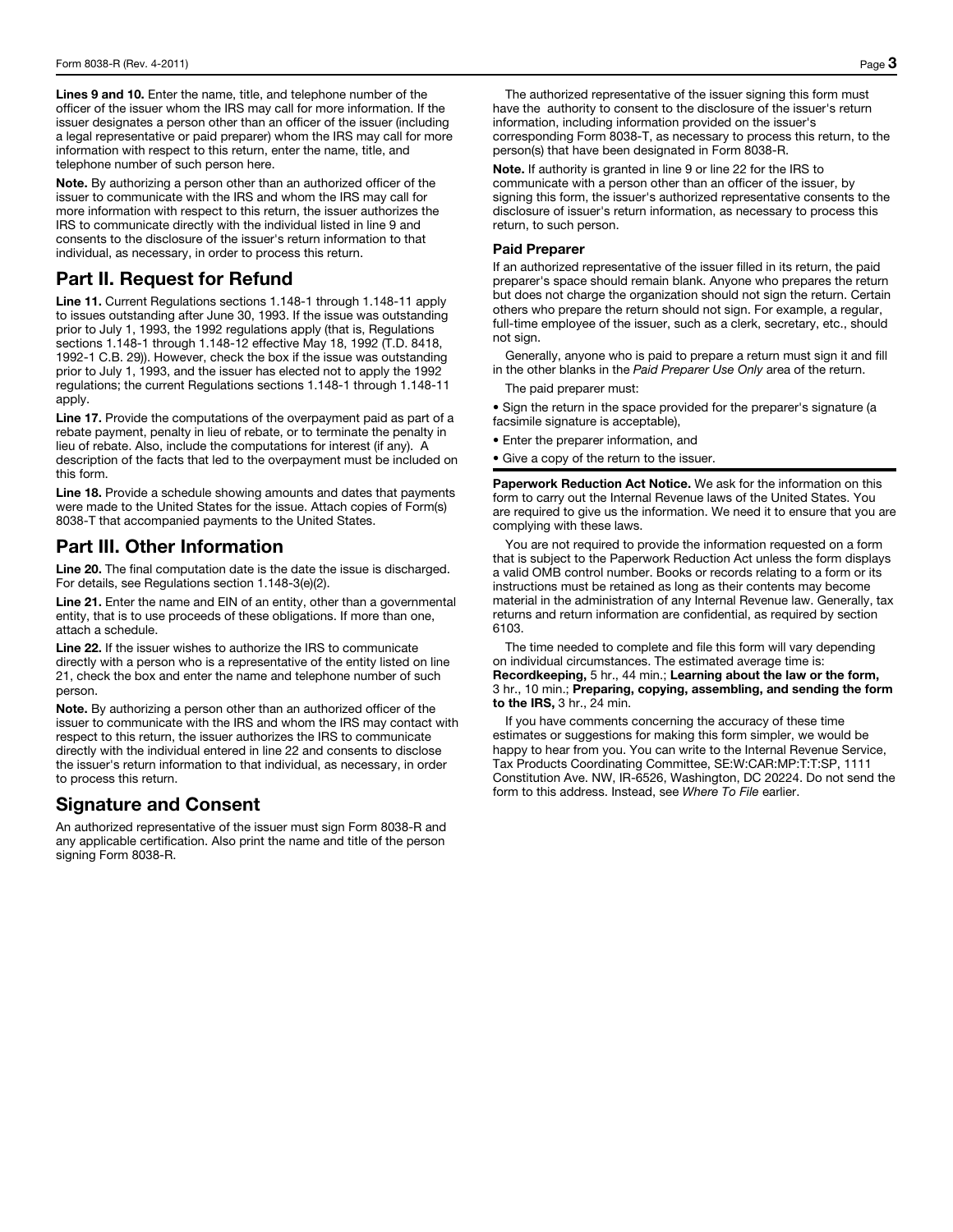**Lines 9 and 10.** Enter the name, title, and telephone number of the officer of the issuer whom the IRS may call for more information. If the issuer designates a person other than an officer of the issuer (including a legal representative or paid preparer) whom the IRS may call for more information with respect to this return, enter the name, title, and telephone number of such person here.

**Note.** By authorizing a person other than an authorized officer of the issuer to communicate with the IRS and whom the IRS may call for more information with respect to this return, the issuer authorizes the IRS to communicate directly with the individual listed in line 9 and consents to the disclosure of the issuer's return information to that individual, as necessary, in order to process this return.

## Part II. Request for Refund

**Line 11.** Current Regulations sections 1.148-1 through 1.148-11 apply to issues outstanding after June 30, 1993. If the issue was outstanding prior to July 1, 1993, the 1992 regulations apply (that is, Regulations sections 1.148-1 through 1.148-12 effective May 18, 1992 (T.D. 8418, 1992-1 C.B. 29)). However, check the box if the issue was outstanding prior to July 1, 1993, and the issuer has elected not to apply the 1992 regulations; the current Regulations sections 1.148-1 through 1.148-11 apply.

**Line 17.** Provide the computations of the overpayment paid as part of a rebate payment, penalty in lieu of rebate, or to terminate the penalty in lieu of rebate. Also, include the computations for interest (if any). A description of the facts that led to the overpayment must be included on this form.

**Line 18.** Provide a schedule showing amounts and dates that payments were made to the United States for the issue. Attach copies of Form(s) 8038-T that accompanied payments to the United States.

## Part III. Other Information

**Line 20.** The final computation date is the date the issue is discharged. For details, see Regulations section 1.148-3(e)(2).

**Line 21.** Enter the name and EIN of an entity, other than a governmental entity, that is to use proceeds of these obligations. If more than one, attach a schedule.

**Line 22.** If the issuer wishes to authorize the IRS to communicate directly with a person who is a representative of the entity listed on line 21, check the box and enter the name and telephone number of such person.

**Note.** By authorizing a person other than an authorized officer of the issuer to communicate with the IRS and whom the IRS may contact with respect to this return, the issuer authorizes the IRS to communicate directly with the individual entered in line 22 and consents to disclose the issuer's return information to that individual, as necessary, in order to process this return.

## Signature and Consent

An authorized representative of the issuer must sign Form 8038-R and any applicable certification. Also print the name and title of the person signing Form 8038-R.

The authorized representative of the issuer signing this form must have the authority to consent to the disclosure of the issuer's return information, including information provided on the issuer's corresponding Form 8038-T, as necessary to process this return, to the person(s) that have been designated in Form 8038-R.

**Note.** If authority is granted in line 9 or line 22 for the IRS to communicate with a person other than an officer of the issuer, by signing this form, the issuer's authorized representative consents to the disclosure of issuer's return information, as necessary to process this return, to such person.

### Paid Preparer

If an authorized representative of the issuer filled in its return, the paid preparer's space should remain blank. Anyone who prepares the return but does not charge the organization should not sign the return. Certain others who prepare the return should not sign. For example, a regular, full-time employee of the issuer, such as a clerk, secretary, etc., should not sign.

Generally, anyone who is paid to prepare a return must sign it and fill in the other blanks in the *Paid Preparer Use Only* area of the return.

The paid preparer must:

- Sign the return in the space provided for the preparer's signature (a facsimile signature is acceptable),
- Enter the preparer information, and
- Give a copy of the return to the issuer.

**Paperwork Reduction Act Notice.** We ask for the information on this form to carry out the Internal Revenue laws of the United States. You are required to give us the information. We need it to ensure that you are complying with these laws.

You are not required to provide the information requested on a form that is subject to the Paperwork Reduction Act unless the form displays a valid OMB control number. Books or records relating to a form or its instructions must be retained as long as their contents may become material in the administration of any Internal Revenue law. Generally, tax returns and return information are confidential, as required by section 6103.

The time needed to complete and file this form will vary depending on individual circumstances. The estimated average time is: **Recordkeeping,** 5 hr., 44 min.; **Learning about the law or the form,** 3 hr., 10 min.; **Preparing, copying, assembling, and sending the form to the IRS,** 3 hr., 24 min.

If you have comments concerning the accuracy of these time estimates or suggestions for making this form simpler, we would be happy to hear from you. You can write to the Internal Revenue Service, Tax Products Coordinating Committee, SE:W:CAR:MP:T:T:SP, 1111 Constitution Ave. NW, IR-6526, Washington, DC 20224. Do not send the form to this address. Instead, see *Where To File* earlier.